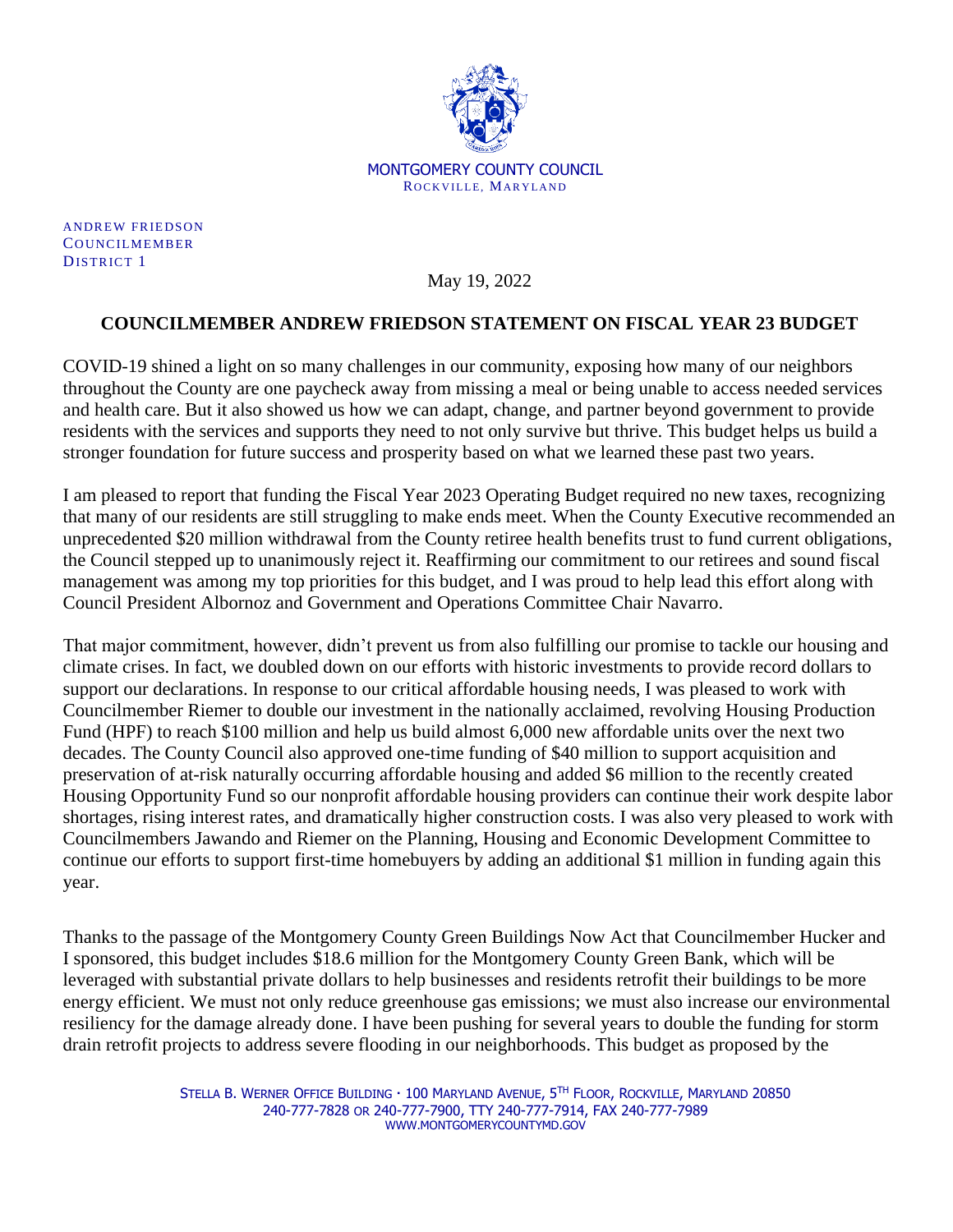MONTGOMERY COUNTY COUNCIL
ROCKVILLE, MARYLAND

ANDREW FRIEDSON
COUNCILMEMBER
DISTRICT 1

May 19, 2022

**COUNCILMEMBER ANDREW FRIEDSON STATEMENT ON FISCAL YEAR 23 BUDGET**

COVID-19 shined a light on so many challenges in our community, exposing how many of our neighbors throughout the County are one paycheck away from missing a meal or being unable to access needed services and health care. But it also showed us how we can adapt, change, and partner beyond government to provide residents with the services and supports they need to not only survive but thrive. This budget helps us build a stronger foundation for future success and prosperity based on what we learned these past two years.

I am pleased to report that funding the Fiscal Year 2023 Operating Budget required no new taxes, recognizing that many of our residents are still struggling to make ends meet. When the County Executive recommended an unprecedented $20 million withdrawal from the County retiree health benefits trust to fund current obligations, the Council stepped up to unanimously reject it. Reaffirming our commitment to our retirees and sound fiscal management was among my top priorities for this budget, and I was proud to help lead this effort along with Council President Albornoz and Government and Operations Committee Chair Navarro.

That major commitment, however, didn't prevent us from also fulfilling our promise to tackle our housing and climate crises. In fact, we doubled down on our efforts with historic investments to provide record dollars to support our declarations. In response to our critical affordable housing needs, I was pleased to work with Councilmember Riemer to double our investment in the nationally acclaimed, revolving Housing Production Fund (HPF) to reach $100 million and help us build almost 6,000 new affordable units over the next two decades. The County Council also approved one-time funding of $40 million to support acquisition and preservation of at-risk naturally occurring affordable housing and added $6 million to the recently created Housing Opportunity Fund so our nonprofit affordable housing providers can continue their work despite labor shortages, rising interest rates, and dramatically higher construction costs. I was also very pleased to work with Councilmembers Jawando and Riemer on the Planning, Housing and Economic Development Committee to continue our efforts to support first-time homebuyers by adding an additional $1 million in funding again this year.

Thanks to the passage of the Montgomery County Green Buildings Now Act that Councilmember Hucker and I sponsored, this budget includes $18.6 million for the Montgomery County Green Bank, which will be leveraged with substantial private dollars to help businesses and residents retrofit their buildings to be more energy efficient. We must not only reduce greenhouse gas emissions; we must also increase our environmental resiliency for the damage already done. I have been pushing for several years to double the funding for storm drain retrofit projects to address severe flooding in our neighborhoods. This budget as proposed by the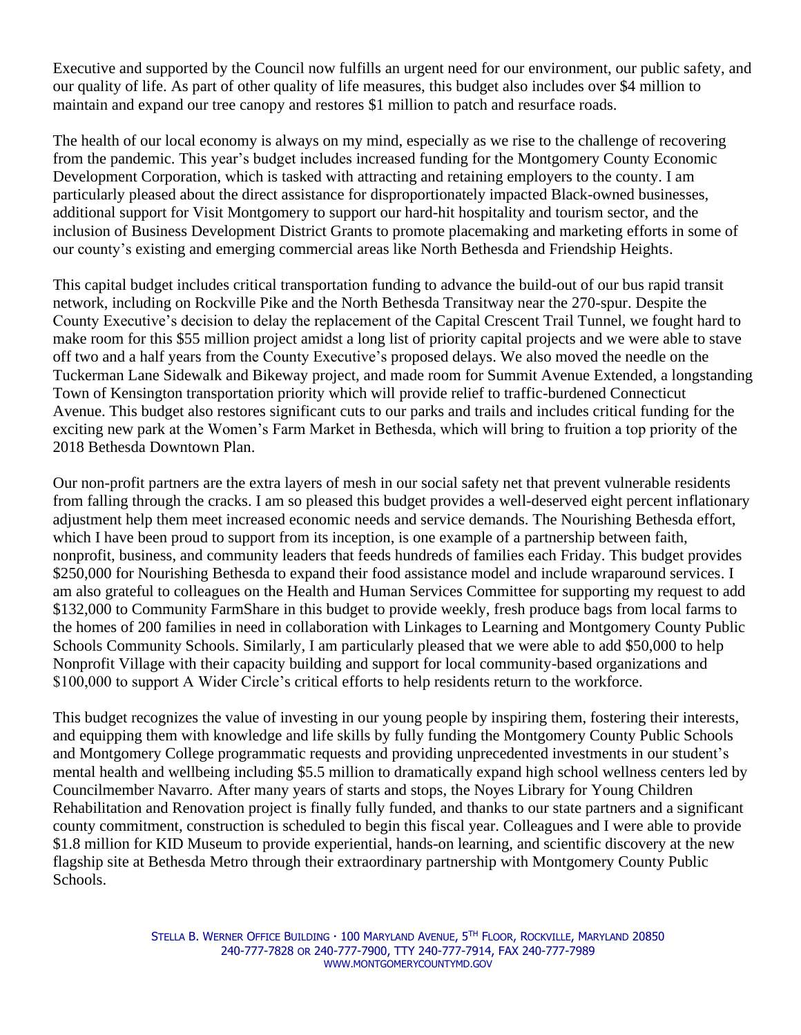Executive and supported by the Council now fulfills an urgent need for our environment, our public safety, and our quality of life. As part of other quality of life measures, this budget also includes over $4 million to maintain and expand our tree canopy and restores $1 million to patch and resurface roads.

The health of our local economy is always on my mind, especially as we rise to the challenge of recovering from the pandemic. This year's budget includes increased funding for the Montgomery County Economic Development Corporation, which is tasked with attracting and retaining employers to the county. I am particularly pleased about the direct assistance for disproportionately impacted Black-owned businesses, additional support for Visit Montgomery to support our hard-hit hospitality and tourism sector, and the inclusion of Business Development District Grants to promote placemaking and marketing efforts in some of our county's existing and emerging commercial areas like North Bethesda and Friendship Heights.

This capital budget includes critical transportation funding to advance the build-out of our bus rapid transit network, including on Rockville Pike and the North Bethesda Transitway near the 270-spur. Despite the County Executive's decision to delay the replacement of the Capital Crescent Trail Tunnel, we fought hard to make room for this $55 million project amidst a long list of priority capital projects and we were able to stave off two and a half years from the County Executive's proposed delays. We also moved the needle on the Tuckerman Lane Sidewalk and Bikeway project, and made room for Summit Avenue Extended, a longstanding Town of Kensington transportation priority which will provide relief to traffic-burdened Connecticut Avenue. This budget also restores significant cuts to our parks and trails and includes critical funding for the exciting new park at the Women's Farm Market in Bethesda, which will bring to fruition a top priority of the 2018 Bethesda Downtown Plan.

Our non-profit partners are the extra layers of mesh in our social safety net that prevent vulnerable residents from falling through the cracks. I am so pleased this budget provides a well-deserved eight percent inflationary adjustment help them meet increased economic needs and service demands. The Nourishing Bethesda effort, which I have been proud to support from its inception, is one example of a partnership between faith, nonprofit, business, and community leaders that feeds hundreds of families each Friday. This budget provides $250,000 for Nourishing Bethesda to expand their food assistance model and include wraparound services. I am also grateful to colleagues on the Health and Human Services Committee for supporting my request to add $132,000 to Community FarmShare in this budget to provide weekly, fresh produce bags from local farms to the homes of 200 families in need in collaboration with Linkages to Learning and Montgomery County Public Schools Community Schools. Similarly, I am particularly pleased that we were able to add $50,000 to help Nonprofit Village with their capacity building and support for local community-based organizations and $100,000 to support A Wider Circle's critical efforts to help residents return to the workforce.

This budget recognizes the value of investing in our young people by inspiring them, fostering their interests, and equipping them with knowledge and life skills by fully funding the Montgomery County Public Schools and Montgomery College programmatic requests and providing unprecedented investments in our student's mental health and wellbeing including $5.5 million to dramatically expand high school wellness centers led by Councilmember Navarro. After many years of starts and stops, the Noyes Library for Young Children Rehabilitation and Renovation project is finally fully funded, and thanks to our state partners and a significant county commitment, construction is scheduled to begin this fiscal year. Colleagues and I were able to provide $1.8 million for KID Museum to provide experiential, hands-on learning, and scientific discovery at the new flagship site at Bethesda Metro through their extraordinary partnership with Montgomery County Public Schools.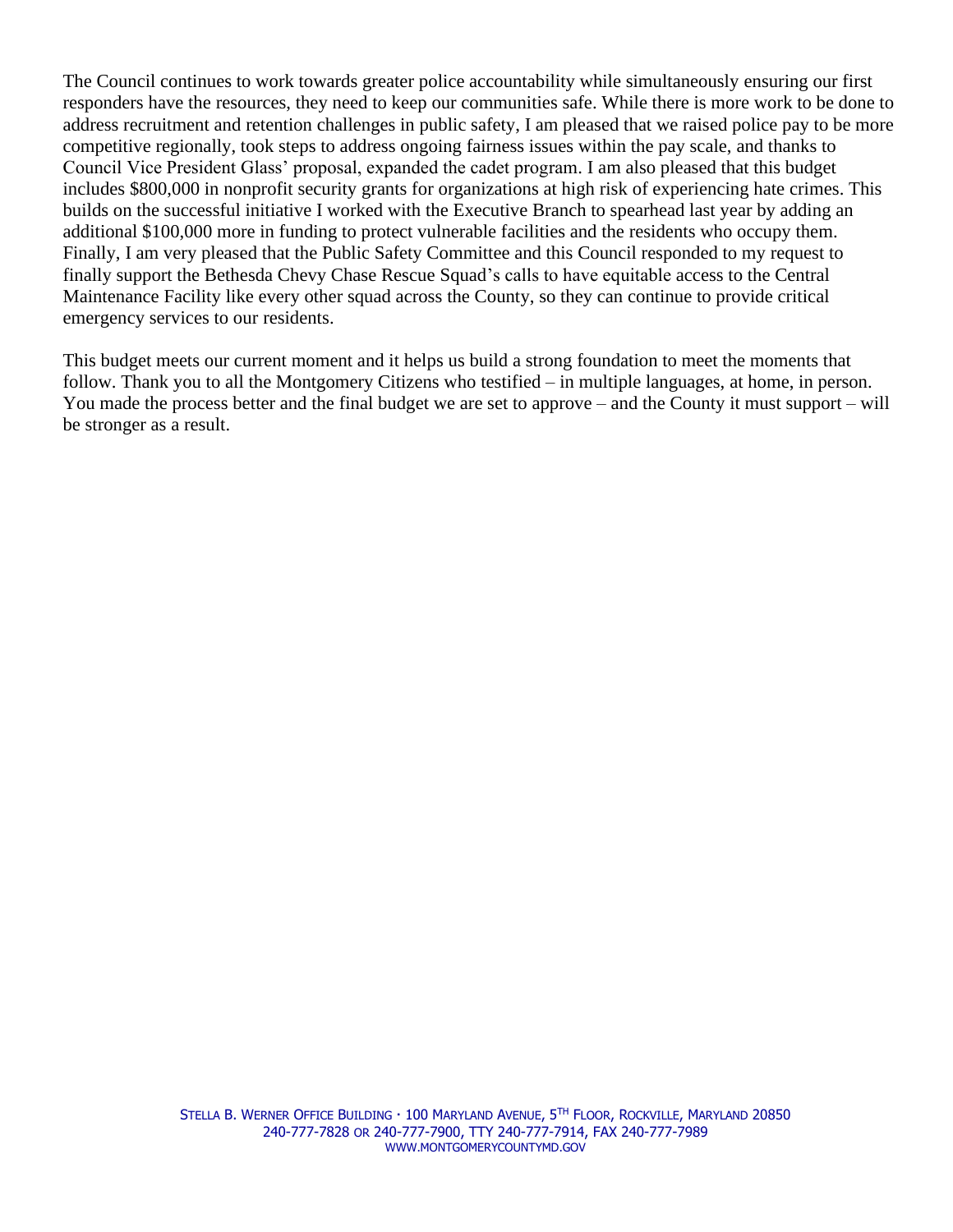The Council continues to work towards greater police accountability while simultaneously ensuring our first responders have the resources, they need to keep our communities safe. While there is more work to be done to address recruitment and retention challenges in public safety, I am pleased that we raised police pay to be more competitive regionally, took steps to address ongoing fairness issues within the pay scale, and thanks to Council Vice President Glass' proposal, expanded the cadet program. I am also pleased that this budget includes $800,000 in nonprofit security grants for organizations at high risk of experiencing hate crimes. This builds on the successful initiative I worked with the Executive Branch to spearhead last year by adding an additional $100,000 more in funding to protect vulnerable facilities and the residents who occupy them. Finally, I am very pleased that the Public Safety Committee and this Council responded to my request to finally support the Bethesda Chevy Chase Rescue Squad's calls to have equitable access to the Central Maintenance Facility like every other squad across the County, so they can continue to provide critical emergency services to our residents.

This budget meets our current moment and it helps us build a strong foundation to meet the moments that follow. Thank you to all the Montgomery Citizens who testified – in multiple languages, at home, in person. You made the process better and the final budget we are set to approve – and the County it must support – will be stronger as a result.